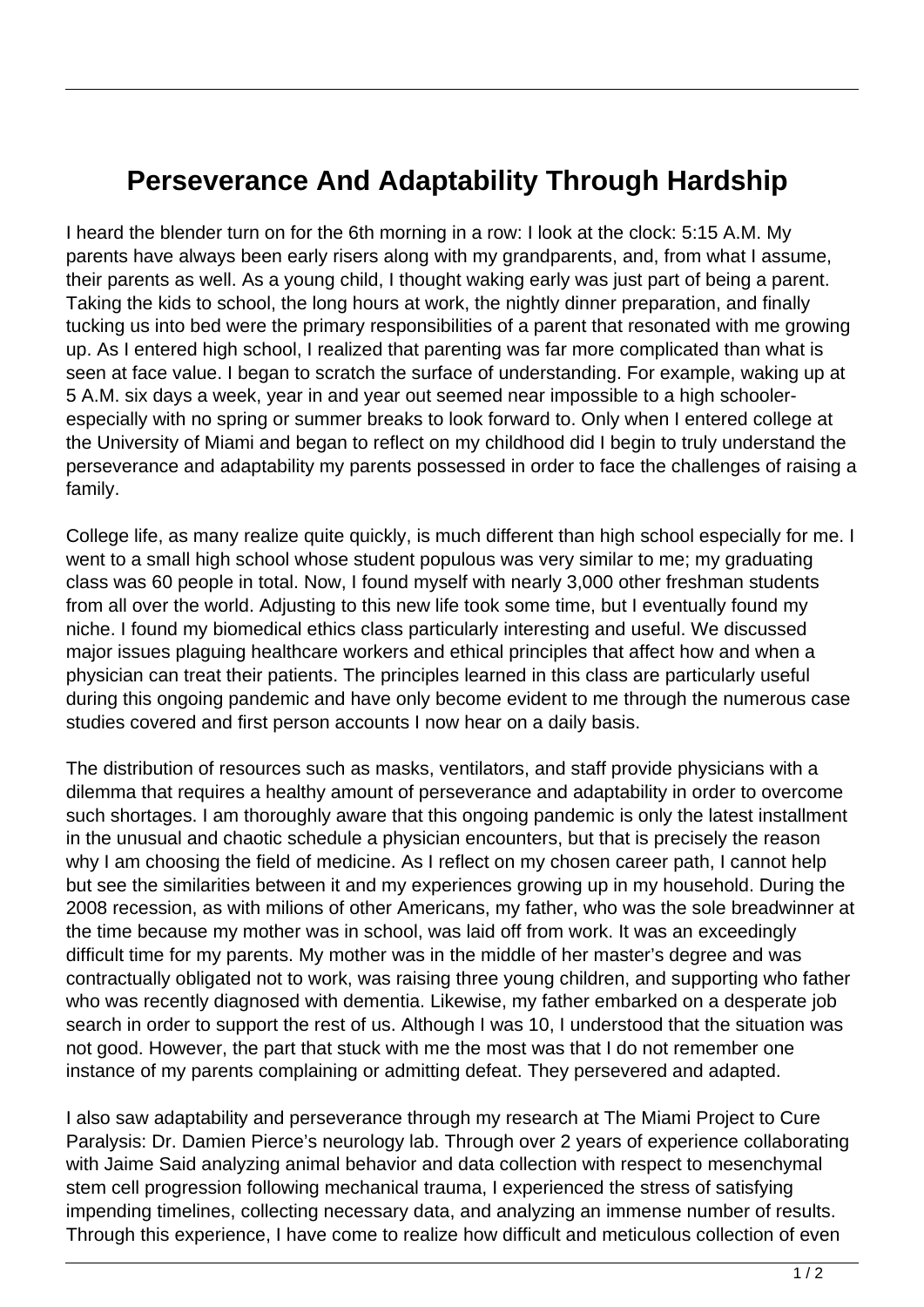# Perseverance And Adaptability Through Hardship

I heard the blender turn on for the 6th morning in a row: I look at the clock: 5:15 A.M. My parents have always been early risers along with my grandparents, and, from what I assume, their parents as well. As a young child, I thought waking early was just part of being a parent. Taking the kids to school, the long hours at work, the nightly dinner preparation, and finally tucking us into bed were the primary responsibilities of a parent that resonated with me growing up. As I entered high school, I realized that parenting was far more complicated than what is seen at face value. I began to scratch the surface of understanding. For example, waking up at 5 A.M. six days a week, year in and year out seemed near impossible to a high schooler-especially with no spring or summer breaks to look forward to. Only when I entered college at the University of Miami and began to reflect on my childhood did I begin to truly understand the perseverance and adaptability my parents possessed in order to face the challenges of raising a family.

College life, as many realize quite quickly, is much different than high school especially for me. I went to a small high school whose student populous was very similar to me; my graduating class was 60 people in total. Now, I found myself with nearly 3,000 other freshman students from all over the world. Adjusting to this new life took some time, but I eventually found my niche. I found my biomedical ethics class particularly interesting and useful. We discussed major issues plaguing healthcare workers and ethical principles that affect how and when a physician can treat their patients. The principles learned in this class are particularly useful during this ongoing pandemic and have only become evident to me through the numerous case studies covered and first person accounts I now hear on a daily basis.

The distribution of resources such as masks, ventilators, and staff provide physicians with a dilemma that requires a healthy amount of perseverance and adaptability in order to overcome such shortages. I am thoroughly aware that this ongoing pandemic is only the latest installment in the unusual and chaotic schedule a physician encounters, but that is precisely the reason why I am choosing the field of medicine. As I reflect on my chosen career path, I cannot help but see the similarities between it and my experiences growing up in my household. During the 2008 recession, as with milions of other Americans, my father, who was the sole breadwinner at the time because my mother was in school, was laid off from work. It was an exceedingly difficult time for my parents. My mother was in the middle of her master's degree and was contractually obligated not to work, was raising three young children, and supporting who father who was recently diagnosed with dementia. Likewise, my father embarked on a desperate job search in order to support the rest of us. Although I was 10, I understood that the situation was not good. However, the part that stuck with me the most was that I do not remember one instance of my parents complaining or admitting defeat. They persevered and adapted.

I also saw adaptability and perseverance through my research at The Miami Project to Cure Paralysis: Dr. Damien Pierce's neurology lab. Through over 2 years of experience collaborating with Jaime Said analyzing animal behavior and data collection with respect to mesenchymal stem cell progression following mechanical trauma, I experienced the stress of satisfying impending timelines, collecting necessary data, and analyzing an immense number of results. Through this experience, I have come to realize how difficult and meticulous collection of even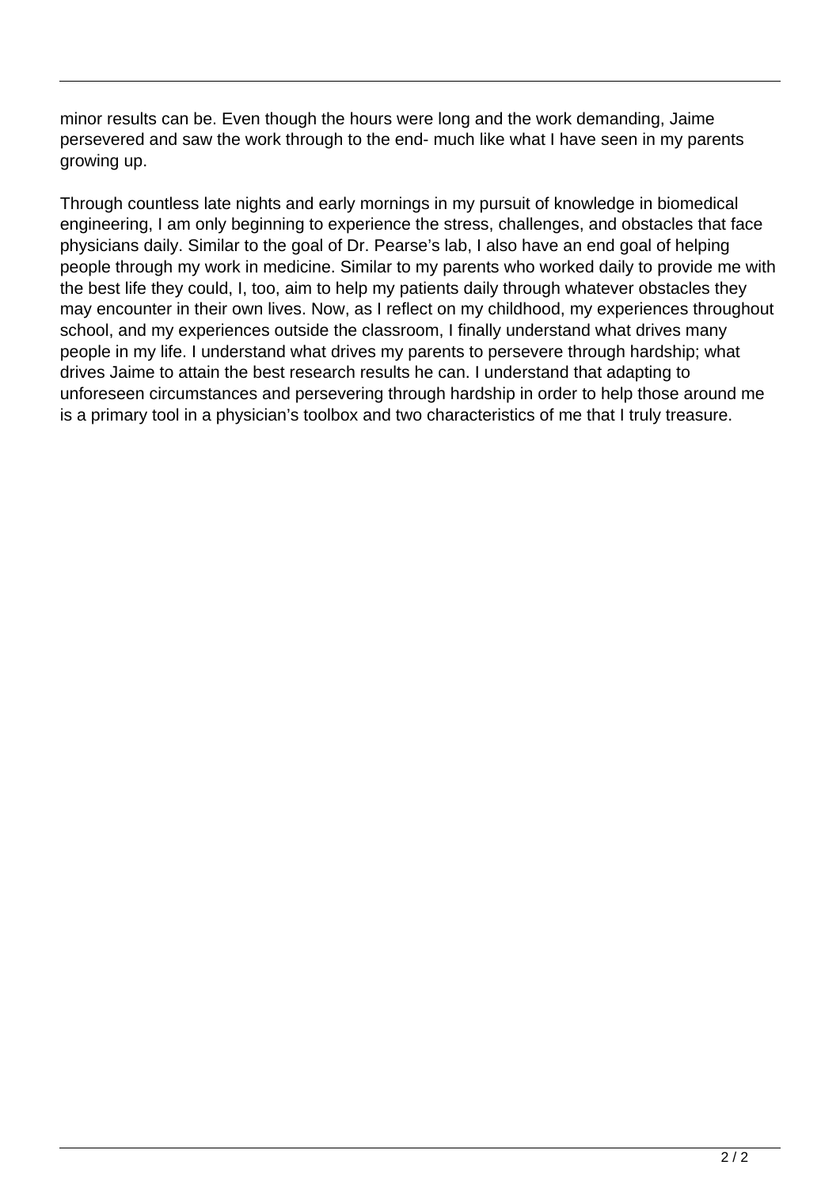minor results can be. Even though the hours were long and the work demanding, Jaime persevered and saw the work through to the end- much like what I have seen in my parents growing up.

Through countless late nights and early mornings in my pursuit of knowledge in biomedical engineering, I am only beginning to experience the stress, challenges, and obstacles that face physicians daily. Similar to the goal of Dr. Pearse's lab, I also have an end goal of helping people through my work in medicine. Similar to my parents who worked daily to provide me with the best life they could, I, too, aim to help my patients daily through whatever obstacles they may encounter in their own lives. Now, as I reflect on my childhood, my experiences throughout school, and my experiences outside the classroom, I finally understand what drives many people in my life. I understand what drives my parents to persevere through hardship; what drives Jaime to attain the best research results he can. I understand that adapting to unforeseen circumstances and persevering through hardship in order to help those around me is a primary tool in a physician's toolbox and two characteristics of me that I truly treasure.